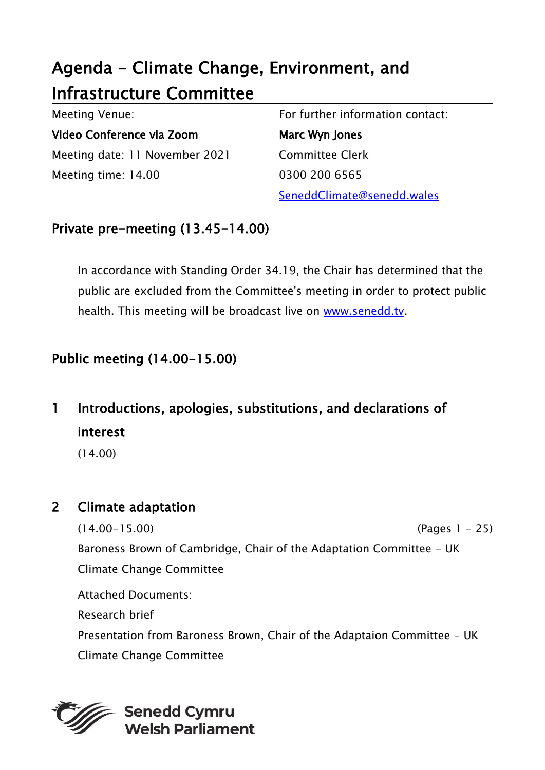# Agenda - Climate Change, Environment, and Infrastructure Committee

| Meeting Venue: | For further information contact: |
| --- | --- |
| **Video Conference via Zoom** | **Marc Wyn Jones** |
| Meeting date: 11 November 2021 | Committee Clerk |
| Meeting time: 14.00 | 0300 200 6565 |
| | SeneddClimate@senedd.wales |

## Private pre-meeting (13.45-14.00)

In accordance with Standing Order 34.19, the Chair has determined that the public are excluded from the Committee's meeting in order to protect public health. This meeting will be broadcast live on www.senedd.tv.

## Public meeting (14.00-15.00)

### 1 Introductions, apologies, substitutions, and declarations of interest

(14.00)

### 2 Climate adaptation

(14.00-15.00) (Pages 1 - 25)

Baroness Brown of Cambridge, Chair of the Adaptation Committee - UK Climate Change Committee

Attached Documents:

Research brief

Presentation from Baroness Brown, Chair of the Adaptaion Committee - UK Climate Change Committee

**Senedd Cymru**
**Welsh Parliament**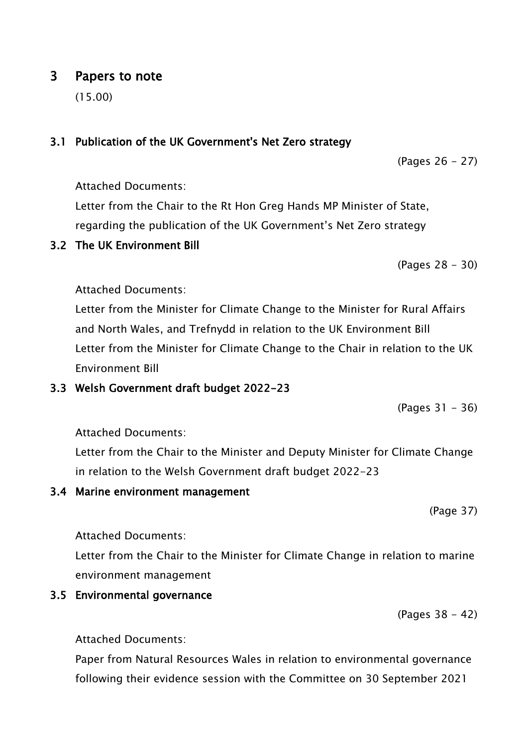## 3 Papers to note

(15.00)

### 3.1 Publication of the UK Government's Net Zero strategy

(Pages 26 - 27)

Attached Documents:

Letter from the Chair to the Rt Hon Greg Hands MP Minister of State, regarding the publication of the UK Government's Net Zero strategy

### 3.2 The UK Environment Bill

(Pages 28 - 30)

Attached Documents:

Letter from the Minister for Climate Change to the Minister for Rural Affairs and North Wales, and Trefnydd in relation to the UK Environment Bill

Letter from the Minister for Climate Change to the Chair in relation to the UK Environment Bill

### 3.3 Welsh Government draft budget 2022-23

(Pages 31 - 36)

Attached Documents:

Letter from the Chair to the Minister and Deputy Minister for Climate Change in relation to the Welsh Government draft budget 2022-23

### 3.4 Marine environment management

(Page 37)

Attached Documents:

Letter from the Chair to the Minister for Climate Change in relation to marine environment management

### 3.5 Environmental governance

(Pages 38 - 42)

Attached Documents:

Paper from Natural Resources Wales in relation to environmental governance following their evidence session with the Committee on 30 September 2021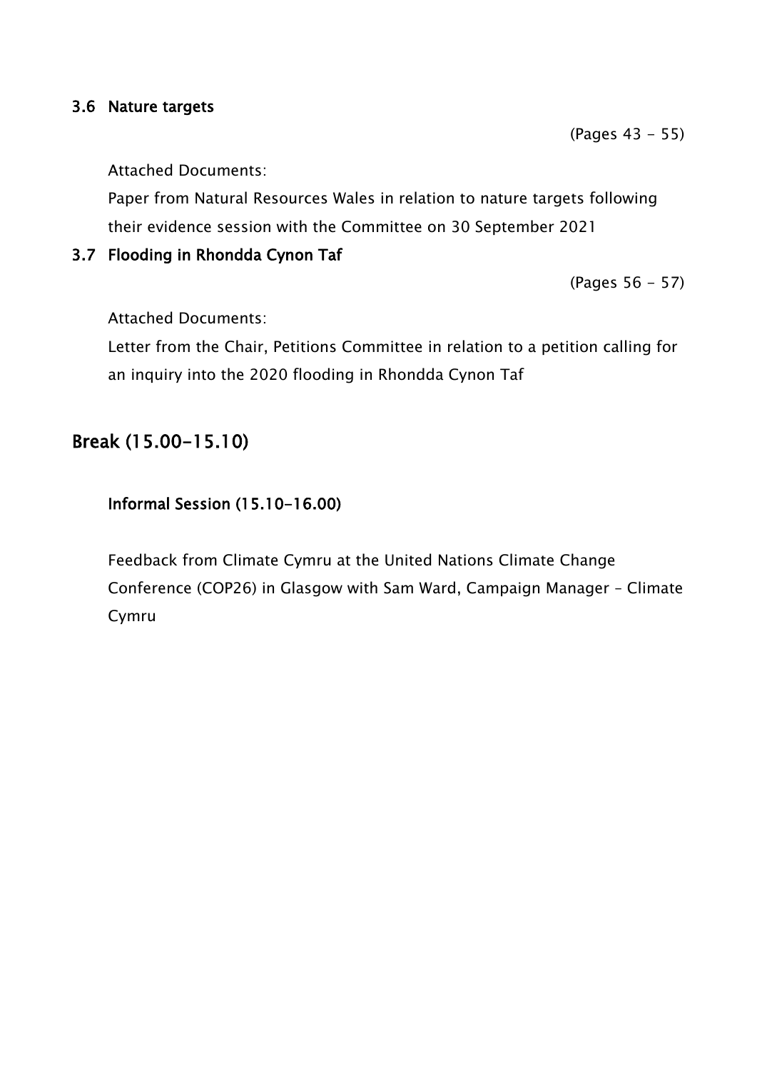### 3.6 Nature targets

(Pages 43 - 55)

Attached Documents:

Paper from Natural Resources Wales in relation to nature targets following their evidence session with the Committee on 30 September 2021

### 3.7 Flooding in Rhondda Cynon Taf

(Pages 56 - 57)

Attached Documents:

Letter from the Chair, Petitions Committee in relation to a petition calling for an inquiry into the 2020 flooding in Rhondda Cynon Taf

## Break (15.00-15.10)

### Informal Session (15.10-16.00)

Feedback from Climate Cymru at the United Nations Climate Change Conference (COP26) in Glasgow with Sam Ward, Campaign Manager – Climate Cymru